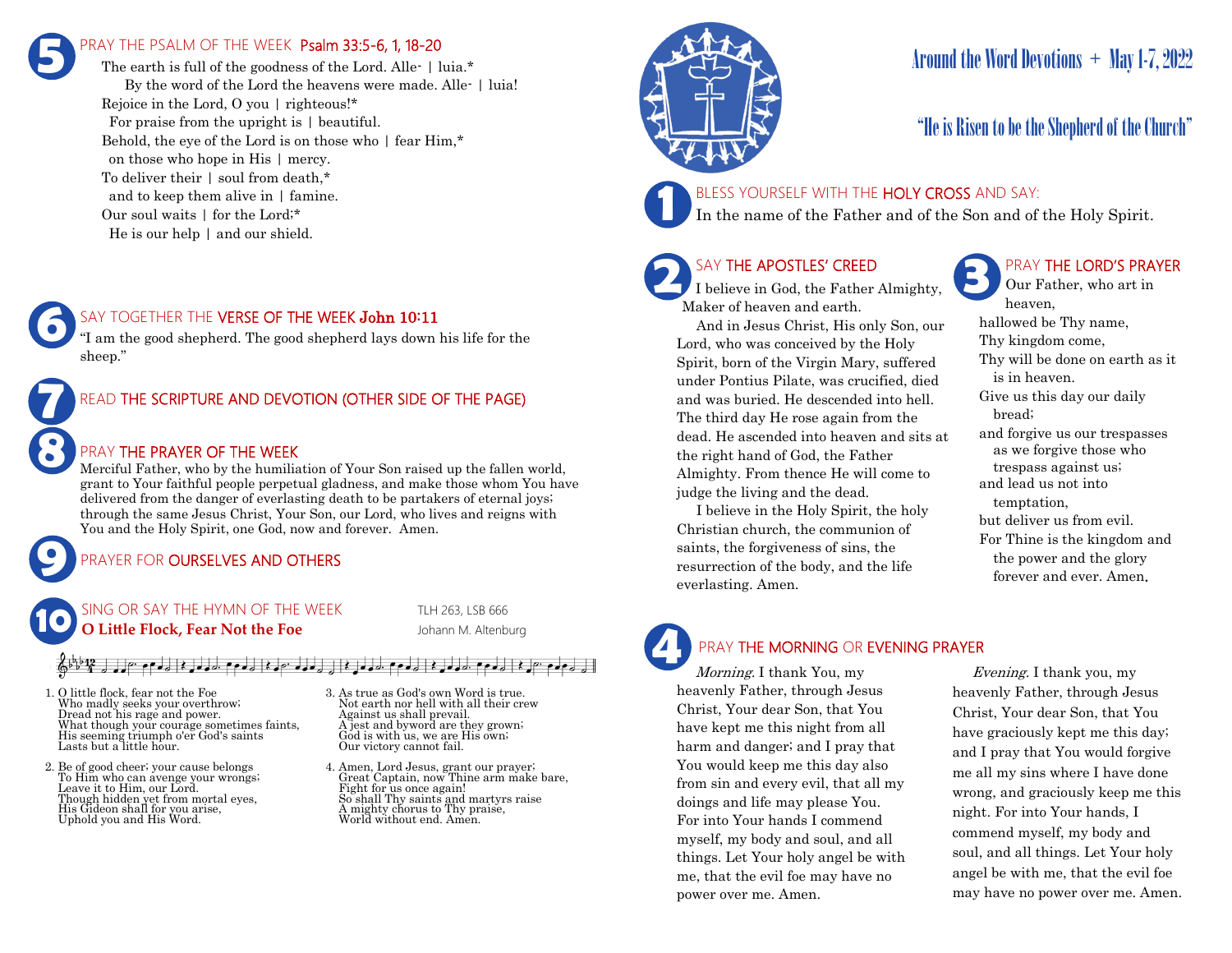# Around the Word Devotions + May 1-7, 2022

## "He is Risen to be the Shepherd of the Church"

**1** BLESS YOURSELF WITH THE HOLY CROSS AND SAY:

In the name of the Father and of the Son and of the Holy Spirit.

**2** SAY THE APOSTLES' CREED

I believe in God, the Father Almighty, Maker of heaven and earth.

And in Jesus Christ, His only Son, our Lord, who was conceived by the Holy Spirit, born of the Virgin Mary, suffered under Pontius Pilate, was crucified, died and was buried. He descended into hell. The third day He rose again from the dead. He ascended into heaven and sits at the right hand of God, the Father Almighty. From thence He will come to judge the living and the dead.

I believe in the Holy Spirit, the holy Christian church, the communion of saints, the forgiveness of sins, the resurrection of the body, and the life everlasting. Amen.

**3** PRAY THE LORD'S PRAYER

Our Father, who art in heaven,
hallowed be Thy name,
Thy kingdom come,
Thy will be done on earth as it is in heaven.
Give us this day our daily bread;
and forgive us our trespasses as we forgive those who trespass against us;
and lead us not into temptation,
but deliver us from evil.
For Thine is the kingdom and the power and the glory forever and ever. Amen.

**4** PRAY THE MORNING OR EVENING PRAYER

*Morning.* I thank You, my heavenly Father, through Jesus Christ, Your dear Son, that You have kept me this night from all harm and danger; and I pray that You would keep me this day also from sin and every evil, that all my doings and life may please You. For into Your hands I commend myself, my body and soul, and all things. Let Your holy angel be with me, that the evil foe may have no power over me. Amen.

*Evening.* I thank you, my heavenly Father, through Jesus Christ, Your dear Son, that You have graciously kept me this day; and I pray that You would forgive me all my sins where I have done wrong, and graciously keep me this night. For into Your hands, I commend myself, my body and soul, and all things. Let Your holy angel be with me, that the evil foe may have no power over me. Amen.

**5** PRAY THE PSALM OF THE WEEK Psalm 33:5-6, 1, 18-20

The earth is full of the goodness of the Lord. Alle- | luia.*
By the word of the Lord the heavens were made. Alle- | luia!
Rejoice in the Lord, O you | righteous!*
For praise from the upright is | beautiful.
Behold, the eye of the Lord is on those who | fear Him,*
on those who hope in His | mercy.
To deliver their | soul from death,*
and to keep them alive in | famine.
Our soul waits | for the Lord:*
He is our help | and our shield.

**6** SAY TOGETHER THE VERSE OF THE WEEK **John 10:11**

"I am the good shepherd. The good shepherd lays down his life for the sheep."

**7** READ THE SCRIPTURE AND DEVOTION (OTHER SIDE OF THE PAGE)

**8** PRAY THE PRAYER OF THE WEEK

Merciful Father, who by the humiliation of Your Son raised up the fallen world, grant to Your faithful people perpetual gladness, and make those whom You have delivered from the danger of everlasting death to be partakers of eternal joys; through the same Jesus Christ, Your Son, our Lord, who lives and reigns with You and the Holy Spirit, one God, now and forever. Amen.

**9** PRAYER FOR OURSELVES AND OTHERS

**10** SING OR SAY THE HYMN OF THE WEEK — TLH 263, LSB 666

**O Little Flock, Fear Not the Foe** — Johann M. Altenburg

1. O little flock, fear not the Foe
Who madly seeks your overthrow;
Dread not his rage and power.
What though your courage sometimes faints,
His seeming triumph o'er God's saints
Lasts but a little hour.

2. Be of good cheer; your cause belongs
To Him who can avenge your wrongs;
Leave it to Him, our Lord.
Though hidden yet from mortal eyes,
His Gideon shall for you arise,
Uphold you and His Word.

3. As true as God's own Word is true.
Not earth nor hell with all their crew
Against us shall prevail.
A jest and byword are they grown;
God is with us, we are His own;
Our victory cannot fail.

4. Amen, Lord Jesus, grant our prayer;
Great Captain, now Thine arm make bare,
Fight for us once again!
So shall Thy saints and martyrs raise
A mighty chorus to Thy praise,
World without end. Amen.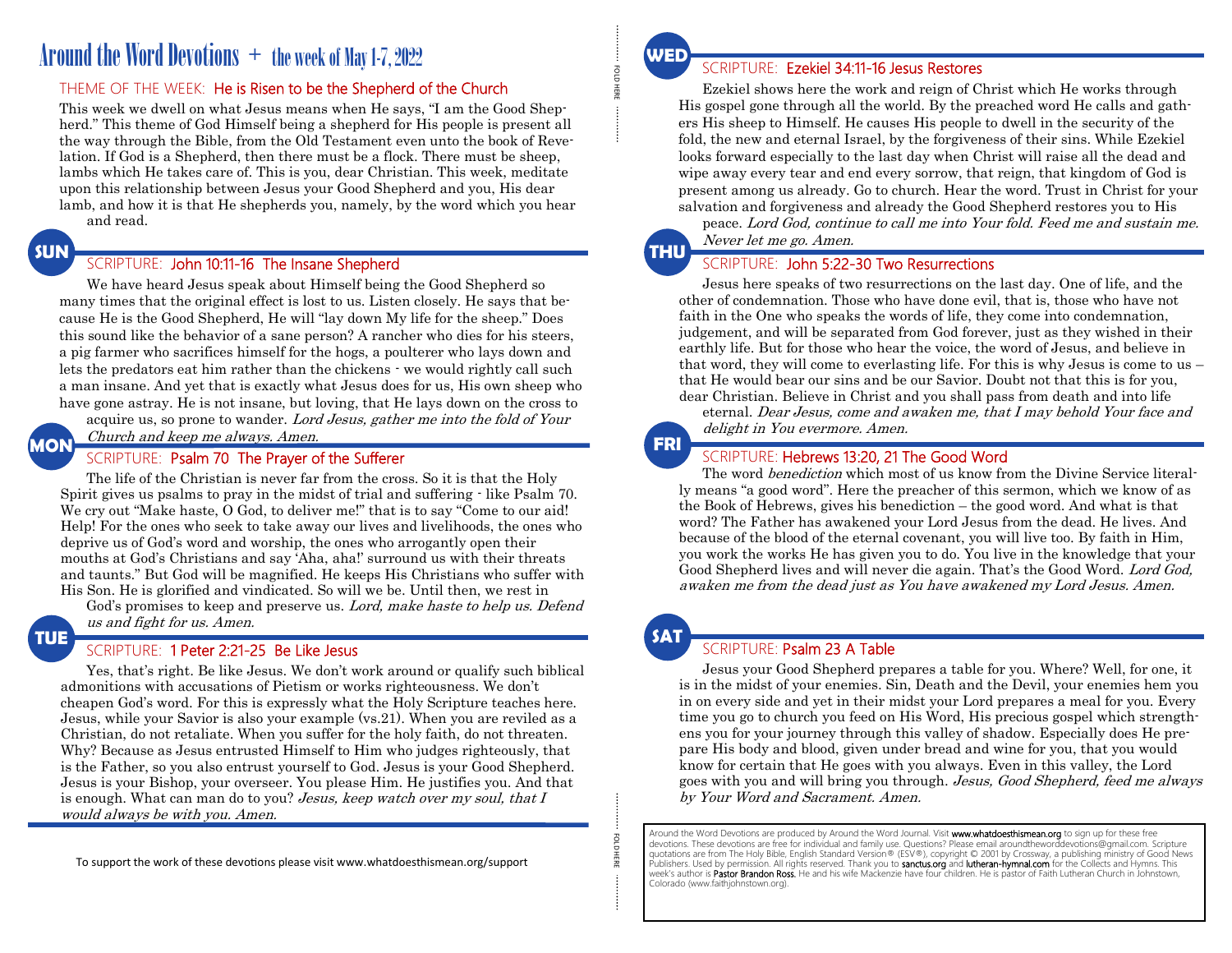# Around the Word Devotions + the week of May 1-7, 2022

## THEME OF THE WEEK: He is Risen to be the Shepherd of the Church

This week we dwell on what Jesus means when He says, "I am the Good Shepherd." This theme of God Himself being a shepherd for His people is present all the way through the Bible, from the Old Testament even unto the book of Revelation. If God is a Shepherd, then there must be a flock. There must be sheep, lambs which He takes care of. This is you, dear Christian. This week, meditate upon this relationship between Jesus your Good Shepherd and you, His dear lamb, and how it is that He shepherds you, namely, by the word which you hear and read.

## SUN

### SCRIPTURE: John 10:11-16 The Insane Shepherd

We have heard Jesus speak about Himself being the Good Shepherd so many times that the original effect is lost to us. Listen closely. He says that because He is the Good Shepherd, He will "lay down My life for the sheep." Does this sound like the behavior of a sane person? A rancher who dies for his steers, a pig farmer who sacrifices himself for the hogs, a poulterer who lays down and lets the predators eat him rather than the chickens - we would rightly call such a man insane. And yet that is exactly what Jesus does for us, His own sheep who have gone astray. He is not insane, but loving, that He lays down on the cross to acquire us, so prone to wander. *Lord Jesus, gather me into the fold of Your Church and keep me always. Amen.*

## MON

### SCRIPTURE: Psalm 70 The Prayer of the Sufferer

The life of the Christian is never far from the cross. So it is that the Holy Spirit gives us psalms to pray in the midst of trial and suffering - like Psalm 70. We cry out "Make haste, O God, to deliver me!" that is to say "Come to our aid! Help! For the ones who seek to take away our lives and livelihoods, the ones who deprive us of God's word and worship, the ones who arrogantly open their mouths at God's Christians and say 'Aha, aha!' surround us with their threats and taunts." But God will be magnified. He keeps His Christians who suffer with His Son. He is glorified and vindicated. So will we be. Until then, we rest in God's promises to keep and preserve us. *Lord, make haste to help us. Defend us and fight for us. Amen.*

## TUE

### SCRIPTURE: 1 Peter 2:21-25 Be Like Jesus

Yes, that's right. Be like Jesus. We don't work around or qualify such biblical admonitions with accusations of Pietism or works righteousness. We don't cheapen God's word. For this is expressly what the Holy Scripture teaches here. Jesus, while your Savior is also your example (vs.21). When you are reviled as a Christian, do not retaliate. When you suffer for the holy faith, do not threaten. Why? Because as Jesus entrusted Himself to Him who judges righteously, that is the Father, so you also entrust yourself to God. Jesus is your Good Shepherd. Jesus is your Bishop, your overseer. You please Him. He justifies you. And that is enough. What can man do to you? *Jesus, keep watch over my soul, that I would always be with you. Amen.*

To support the work of these devotions please visit www.whatdoesthismean.org/support

## WED

### SCRIPTURE: Ezekiel 34:11-16 Jesus Restores

Ezekiel shows here the work and reign of Christ which He works through His gospel gone through all the world. By the preached word He calls and gathers His sheep to Himself. He causes His people to dwell in the security of the fold, the new and eternal Israel, by the forgiveness of their sins. While Ezekiel looks forward especially to the last day when Christ will raise all the dead and wipe away every tear and end every sorrow, that reign, that kingdom of God is present among us already. Go to church. Hear the word. Trust in Christ for your salvation and forgiveness and already the Good Shepherd restores you to His peace. *Lord God, continue to call me into Your fold. Feed me and sustain me. Never let me go. Amen.*

## THU

### SCRIPTURE: John 5:22-30 Two Resurrections

Jesus here speaks of two resurrections on the last day. One of life, and the other of condemnation. Those who have done evil, that is, those who have not faith in the One who speaks the words of life, they come into condemnation, judgement, and will be separated from God forever, just as they wished in their earthly life. But for those who hear the voice, the word of Jesus, and believe in that word, they will come to everlasting life. For this is why Jesus is come to us – that He would bear our sins and be our Savior. Doubt not that this is for you, dear Christian. Believe in Christ and you shall pass from death and into life eternal. *Dear Jesus, come and awaken me, that I may behold Your face and delight in You evermore. Amen.*

## FRI

### SCRIPTURE: Hebrews 13:20, 21 The Good Word

The word *benediction* which most of us know from the Divine Service literally means "a good word". Here the preacher of this sermon, which we know of as the Book of Hebrews, gives his benediction – the good word. And what is that word? The Father has awakened your Lord Jesus from the dead. He lives. And because of the blood of the eternal covenant, you will live too. By faith in Him, you work the works He has given you to do. You live in the knowledge that your Good Shepherd lives and will never die again. That's the Good Word. *Lord God, awaken me from the dead just as You have awakened my Lord Jesus. Amen.*

## SAT

### SCRIPTURE: Psalm 23 A Table

Jesus your Good Shepherd prepares a table for you. Where? Well, for one, it is in the midst of your enemies. Sin, Death and the Devil, your enemies hem you in on every side and yet in their midst your Lord prepares a meal for you. Every time you go to church you feed on His Word, His precious gospel which strengthens you for your journey through this valley of shadow. Especially does He prepare His body and blood, given under bread and wine for you, that you would know for certain that He goes with you always. Even in this valley, the Lord goes with you and will bring you through. *Jesus, Good Shepherd, feed me always by Your Word and Sacrament. Amen.*

Around the Word Devotions are produced by Around the Word Journal. Visit **www.whatdoesthismean.org** to sign up for these free devotions. These devotions are free for individual and family use. Questions? Please email aroundtheworddevotions@gmail.com. Scripture quotations are from The Holy Bible, English Standard Version® (ESV®), copyright © 2001 by Crossway, a publishing ministry of Good News Publishers. Used by permission. All rights reserved. Thank you to **sanctus.org** and **lutheran-hymnal.com** for the Collects and Hymns. This week's author is **Pastor Brandon Ross.** He and his wife Mackenzie have four children. He is pastor of Faith Lutheran Church in Johnstown, Colorado (www.faithjohnstown.org).